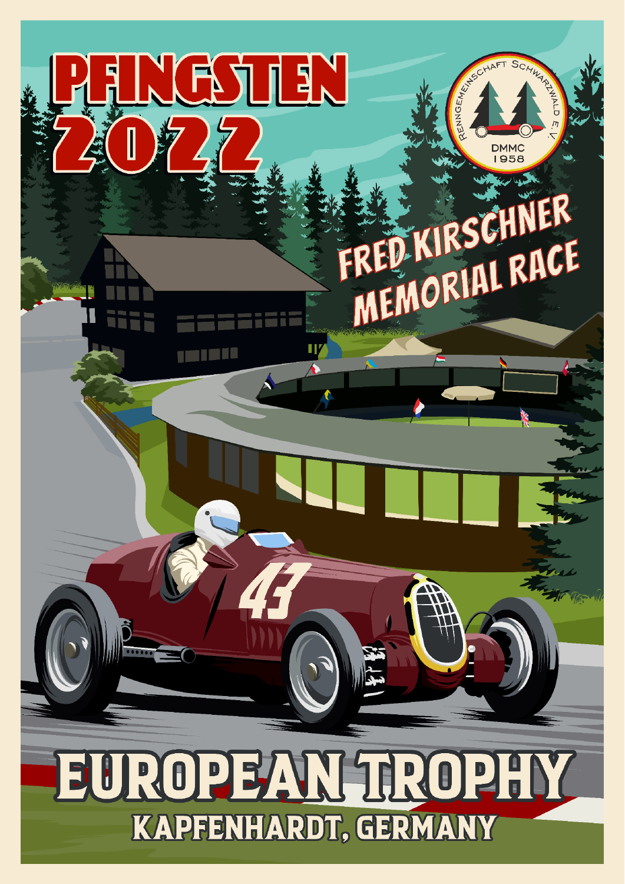# PFINGSTEN 2022

RENNGEMEINSCHAFT SCHWARZWALD E.V.
DMMC
1958

## FRED KIRSCHNER MEMORIAL RACE

43

# EUROPEAN TROPHY

## KAPFENHARDT, GERMANY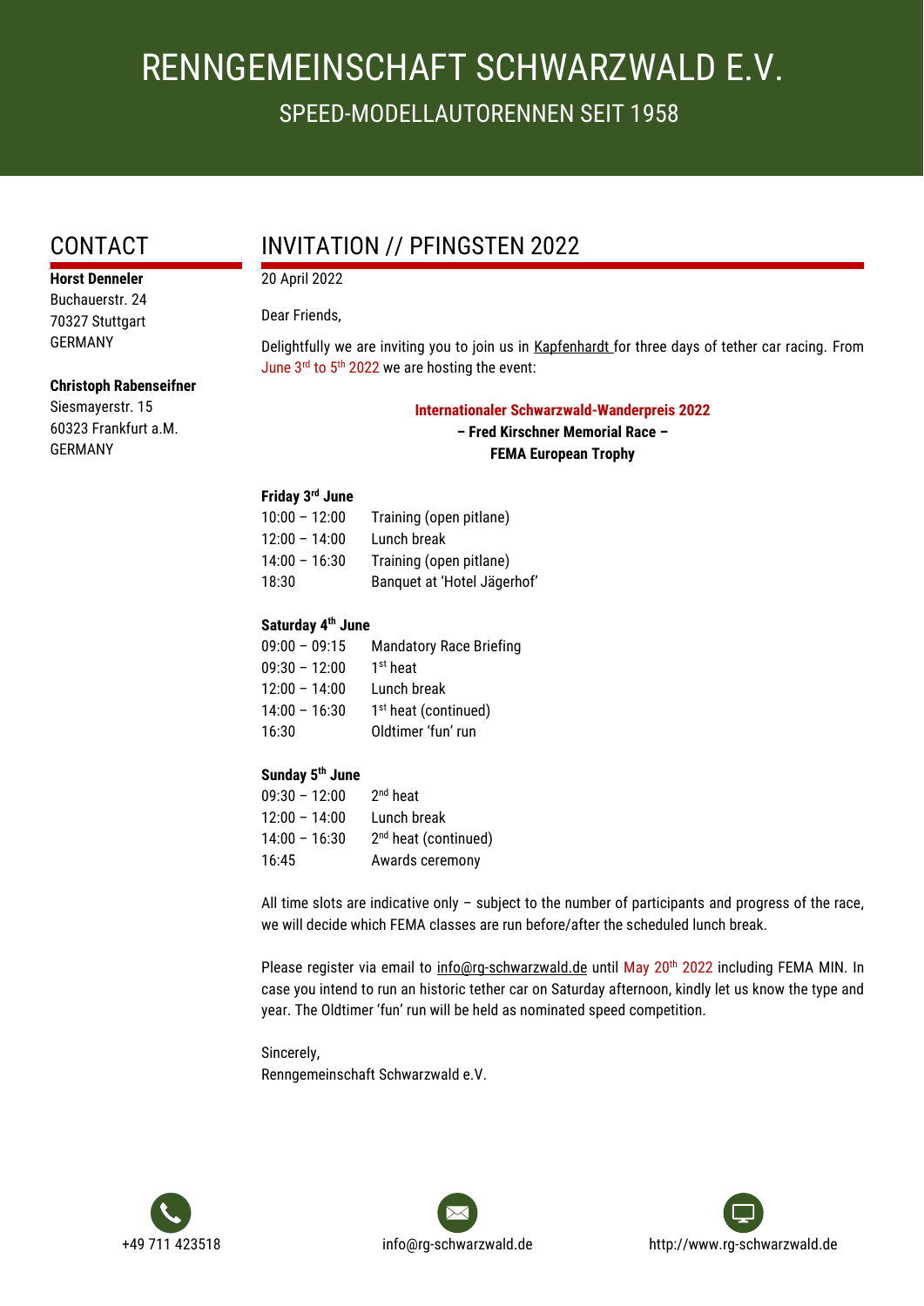# RENNGEMEINSCHAFT SCHWARZWALD E.V.

SPEED-MODELLAUTORENNEN SEIT 1958

## CONTACT

**Horst Denneler**
Buchauerstr. 24
70327 Stuttgart
GERMANY

**Christoph Rabenseifner**
Siesmayerstr. 15
60323 Frankfurt a.M.
GERMANY

## INVITATION // PFINGSTEN 2022

20 April 2022

Dear Friends,

Delightfully we are inviting you to join us in Kapfenhardt for three days of tether car racing. From June 3rd to 5th 2022 we are hosting the event:

**Internationaler Schwarzwald-Wanderpreis 2022**
**– Fred Kirschner Memorial Race –**
**FEMA European Trophy**

**Friday 3rd June**

| | |
|---|---|
| 10:00 – 12:00 | Training (open pitlane) |
| 12:00 – 14:00 | Lunch break |
| 14:00 – 16:30 | Training (open pitlane) |
| 18:30 | Banquet at 'Hotel Jägerhof' |

**Saturday 4th June**

| | |
|---|---|
| 09:00 – 09:15 | Mandatory Race Briefing |
| 09:30 – 12:00 | 1st heat |
| 12:00 – 14:00 | Lunch break |
| 14:00 – 16:30 | 1st heat (continued) |
| 16:30 | Oldtimer 'fun' run |

**Sunday 5th June**

| | |
|---|---|
| 09:30 – 12:00 | 2nd heat |
| 12:00 – 14:00 | Lunch break |
| 14:00 – 16:30 | 2nd heat (continued) |
| 16:45 | Awards ceremony |

All time slots are indicative only – subject to the number of participants and progress of the race, we will decide which FEMA classes are run before/after the scheduled lunch break.

Please register via email to info@rg-schwarzwald.de until May 20th 2022 including FEMA MIN. In case you intend to run an historic tether car on Saturday afternoon, kindly let us know the type and year. The Oldtimer 'fun' run will be held as nominated speed competition.

Sincerely,
Renngemeinschaft Schwarzwald e.V.

+49 711 423518 info@rg-schwarzwald.de http://www.rg-schwarzwald.de